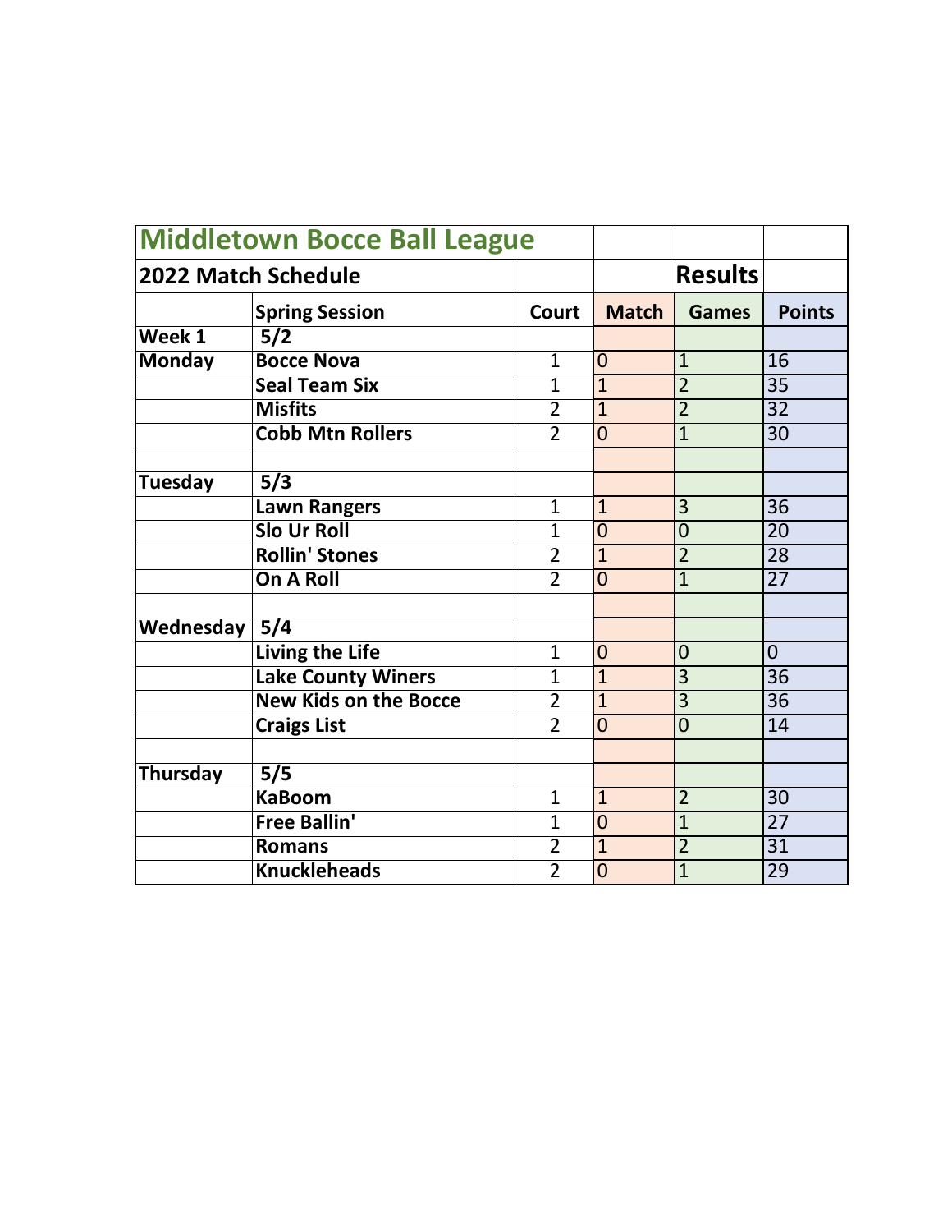# Middletown Bocce Ball League

## 2022 Match Schedule

| | Spring Session | Court | Match | Games | Points |
|---|---|---|---|---|---|
| | | | | **Results** | |
| **Week 1** | **5/2** | | | | |
| **Monday** | **Bocce Nova** | 1 | 0 | 1 | 16 |
| | **Seal Team Six** | 1 | 1 | 2 | 35 |
| | **Misfits** | 2 | 1 | 2 | 32 |
| | **Cobb Mtn Rollers** | 2 | 0 | 1 | 30 |
| | | | | | |
| **Tuesday** | **5/3** | | | | |
| | **Lawn Rangers** | 1 | 1 | 3 | 36 |
| | **Slo Ur Roll** | 1 | 0 | 0 | 20 |
| | **Rollin' Stones** | 2 | 1 | 2 | 28 |
| | **On A Roll** | 2 | 0 | 1 | 27 |
| | | | | | |
| **Wednesday** | **5/4** | | | | |
| | **Living the Life** | 1 | 0 | 0 | 0 |
| | **Lake County Winers** | 1 | 1 | 3 | 36 |
| | **New Kids on the Bocce** | 2 | 1 | 3 | 36 |
| | **Craigs List** | 2 | 0 | 0 | 14 |
| | | | | | |
| **Thursday** | **5/5** | | | | |
| | **KaBoom** | 1 | 1 | 2 | 30 |
| | **Free Ballin'** | 1 | 0 | 1 | 27 |
| | **Romans** | 2 | 1 | 2 | 31 |
| | **Knuckleheads** | 2 | 0 | 1 | 29 |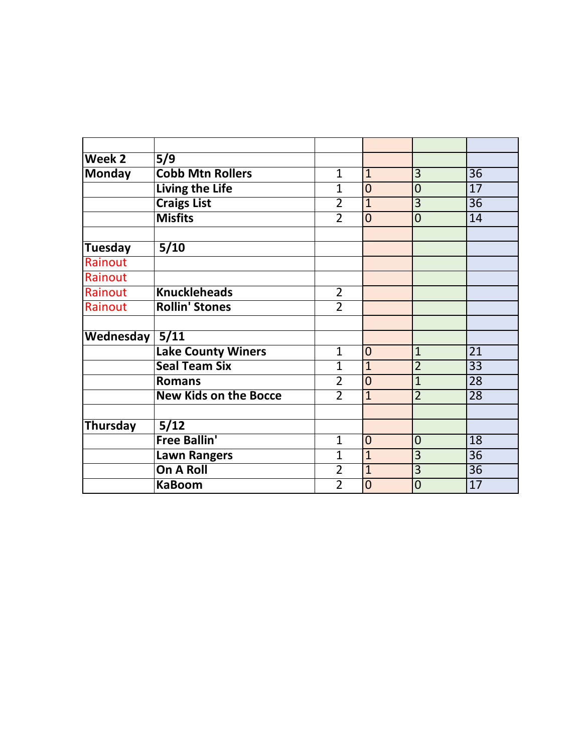| | | | | | |
|---|---|---|---|---|---|
| **Week 2** | **5/9** | | | | |
| **Monday** | **Cobb Mtn Rollers** | 1 | 1 | 3 | 36 |
| | **Living the Life** | 1 | 0 | 0 | 17 |
| | **Craigs List** | 2 | 1 | 3 | 36 |
| | **Misfits** | 2 | 0 | 0 | 14 |
| | | | | | |
| **Tuesday** | **5/10** | | | | |
| Rainout | | | | | |
| Rainout | | | | | |
| Rainout | **Knuckleheads** | 2 | | | |
| Rainout | **Rollin' Stones** | 2 | | | |
| | | | | | |
| **Wednesday** | **5/11** | | | | |
| | **Lake County Winers** | 1 | 0 | 1 | 21 |
| | **Seal Team Six** | 1 | 1 | 2 | 33 |
| | **Romans** | 2 | 0 | 1 | 28 |
| | **New Kids on the Bocce** | 2 | 1 | 2 | 28 |
| | | | | | |
| **Thursday** | **5/12** | | | | |
| | **Free Ballin'** | 1 | 0 | 0 | 18 |
| | **Lawn Rangers** | 1 | 1 | 3 | 36 |
| | **On A Roll** | 2 | 1 | 3 | 36 |
| | **KaBoom** | 2 | 0 | 0 | 17 |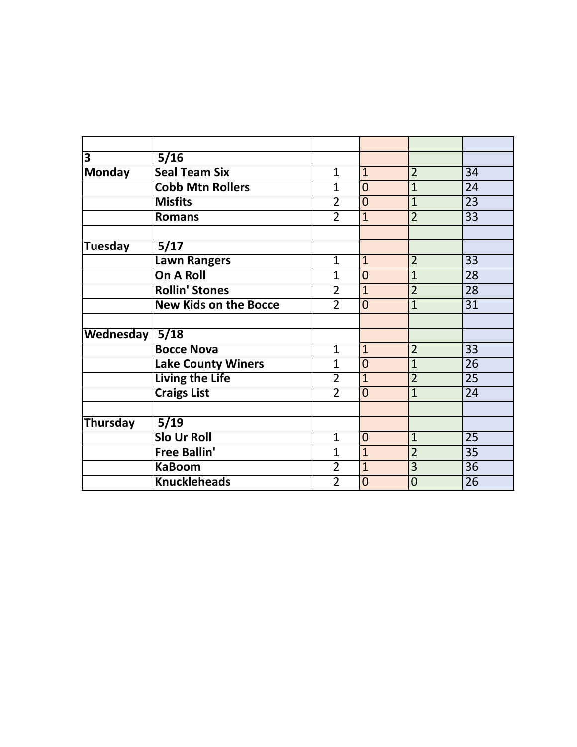| | | | | | |
|---|---|---|---|---|---|
| **3** | **5/16** | | | | |
| **Monday** | **Seal Team Six** | 1 | 1 | 2 | 34 |
| | **Cobb Mtn Rollers** | 1 | 0 | 1 | 24 |
| | **Misfits** | 2 | 0 | 1 | 23 |
| | **Romans** | 2 | 1 | 2 | 33 |
| | | | | | |
| **Tuesday** | **5/17** | | | | |
| | **Lawn Rangers** | 1 | 1 | 2 | 33 |
| | **On A Roll** | 1 | 0 | 1 | 28 |
| | **Rollin' Stones** | 2 | 1 | 2 | 28 |
| | **New Kids on the Bocce** | 2 | 0 | 1 | 31 |
| | | | | | |
| **Wednesday** | **5/18** | | | | |
| | **Bocce Nova** | 1 | 1 | 2 | 33 |
| | **Lake County Winers** | 1 | 0 | 1 | 26 |
| | **Living the Life** | 2 | 1 | 2 | 25 |
| | **Craigs List** | 2 | 0 | 1 | 24 |
| | | | | | |
| **Thursday** | **5/19** | | | | |
| | **Slo Ur Roll** | 1 | 0 | 1 | 25 |
| | **Free Ballin'** | 1 | 1 | 2 | 35 |
| | **KaBoom** | 2 | 1 | 3 | 36 |
| | **Knuckleheads** | 2 | 0 | 0 | 26 |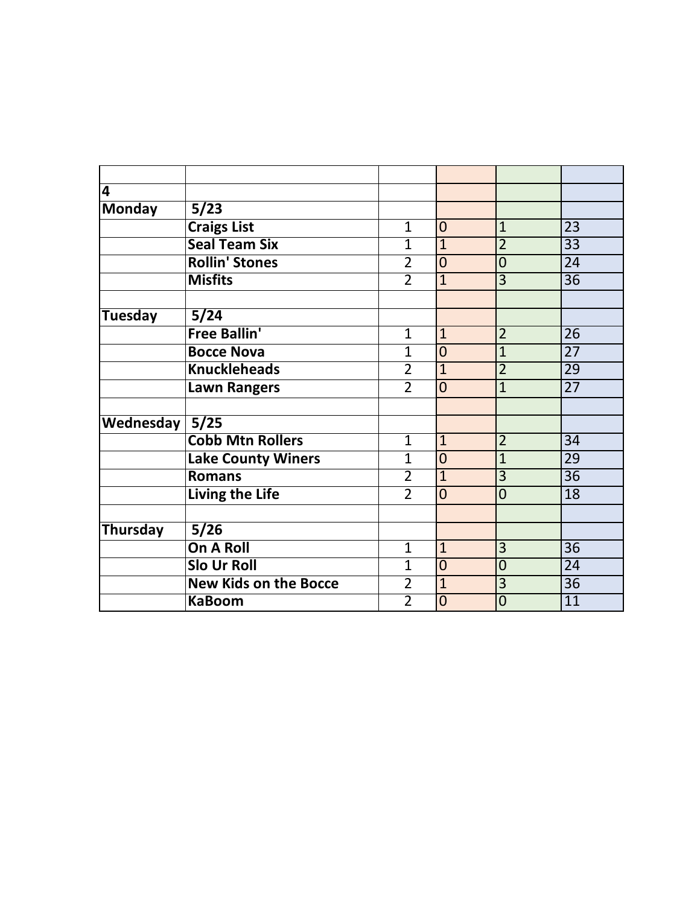| | | | | | |
|---|---|---|---|---|---|
| **4** | | | | | |
| **Monday** | **5/23** | | | | |
| | **Craigs List** | 1 | 0 | 1 | 23 |
| | **Seal Team Six** | 1 | 1 | 2 | 33 |
| | **Rollin' Stones** | 2 | 0 | 0 | 24 |
| | **Misfits** | 2 | 1 | 3 | 36 |
| | | | | | |
| **Tuesday** | **5/24** | | | | |
| | **Free Ballin'** | 1 | 1 | 2 | 26 |
| | **Bocce Nova** | 1 | 0 | 1 | 27 |
| | **Knuckleheads** | 2 | 1 | 2 | 29 |
| | **Lawn Rangers** | 2 | 0 | 1 | 27 |
| | | | | | |
| **Wednesday** | **5/25** | | | | |
| | **Cobb Mtn Rollers** | 1 | 1 | 2 | 34 |
| | **Lake County Winers** | 1 | 0 | 1 | 29 |
| | **Romans** | 2 | 1 | 3 | 36 |
| | **Living the Life** | 2 | 0 | 0 | 18 |
| | | | | | |
| **Thursday** | **5/26** | | | | |
| | **On A Roll** | 1 | 1 | 3 | 36 |
| | **Slo Ur Roll** | 1 | 0 | 0 | 24 |
| | **New Kids on the Bocce** | 2 | 1 | 3 | 36 |
| | **KaBoom** | 2 | 0 | 0 | 11 |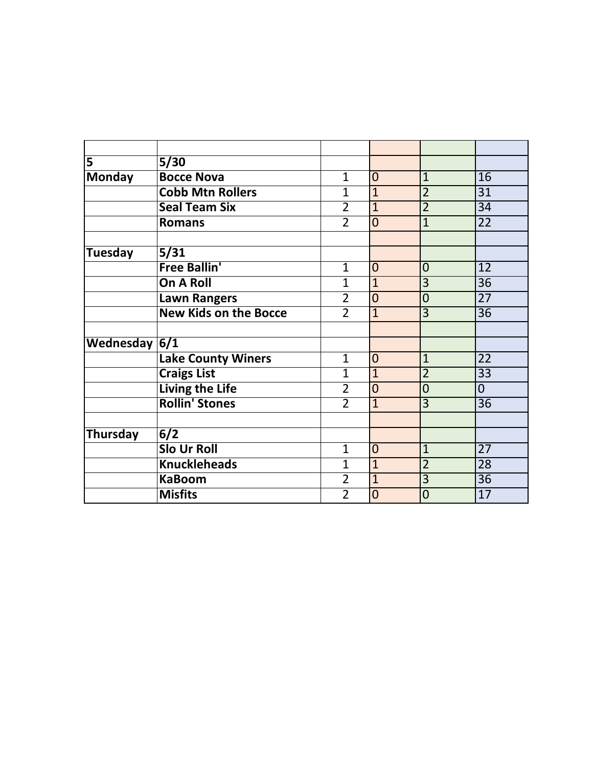| | | | | | |
|---|---|---|---|---|---|
| 5 | 5/30 | | | | |
| Monday | **Bocce Nova** | 1 | 0 | 1 | 16 |
| | **Cobb Mtn Rollers** | 1 | 1 | 2 | 31 |
| | **Seal Team Six** | 2 | 1 | 2 | 34 |
| | **Romans** | 2 | 0 | 1 | 22 |
| | | | | | |
| Tuesday | 5/31 | | | | |
| | **Free Ballin'** | 1 | 0 | 0 | 12 |
| | **On A Roll** | 1 | 1 | 3 | 36 |
| | **Lawn Rangers** | 2 | 0 | 0 | 27 |
| | **New Kids on the Bocce** | 2 | 1 | 3 | 36 |
| | | | | | |
| Wednesday | 6/1 | | | | |
| | **Lake County Winers** | 1 | 0 | 1 | 22 |
| | **Craigs List** | 1 | 1 | 2 | 33 |
| | **Living the Life** | 2 | 0 | 0 | 0 |
| | **Rollin' Stones** | 2 | 1 | 3 | 36 |
| | | | | | |
| Thursday | 6/2 | | | | |
| | **Slo Ur Roll** | 1 | 0 | 1 | 27 |
| | **Knuckleheads** | 1 | 1 | 2 | 28 |
| | **KaBoom** | 2 | 1 | 3 | 36 |
| | **Misfits** | 2 | 0 | 0 | 17 |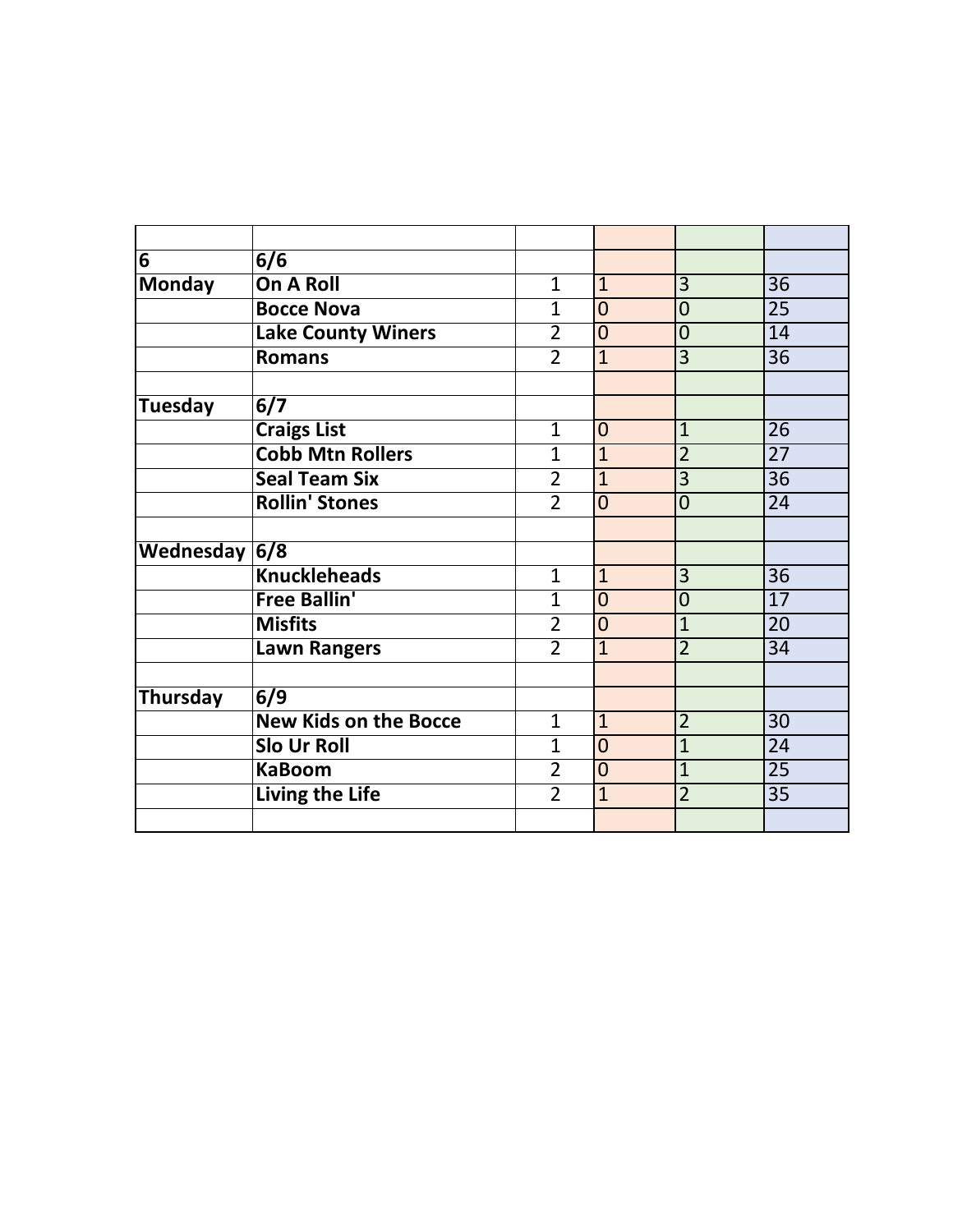| | | | | | |
|---|---|---|---|---|---|
| 6 | 6/6 | | | | |
| Monday | On A Roll | 1 | 1 | 3 | 36 |
| | Bocce Nova | 1 | 0 | 0 | 25 |
| | Lake County Winers | 2 | 0 | 0 | 14 |
| | Romans | 2 | 1 | 3 | 36 |
| | | | | | |
| Tuesday | 6/7 | | | | |
| | Craigs List | 1 | 0 | 1 | 26 |
| | Cobb Mtn Rollers | 1 | 1 | 2 | 27 |
| | Seal Team Six | 2 | 1 | 3 | 36 |
| | Rollin' Stones | 2 | 0 | 0 | 24 |
| | | | | | |
| Wednesday | 6/8 | | | | |
| | Knuckleheads | 1 | 1 | 3 | 36 |
| | Free Ballin' | 1 | 0 | 0 | 17 |
| | Misfits | 2 | 0 | 1 | 20 |
| | Lawn Rangers | 2 | 1 | 2 | 34 |
| | | | | | |
| Thursday | 6/9 | | | | |
| | New Kids on the Bocce | 1 | 1 | 2 | 30 |
| | Slo Ur Roll | 1 | 0 | 1 | 24 |
| | KaBoom | 2 | 0 | 1 | 25 |
| | Living the Life | 2 | 1 | 2 | 35 |
| | | | | | |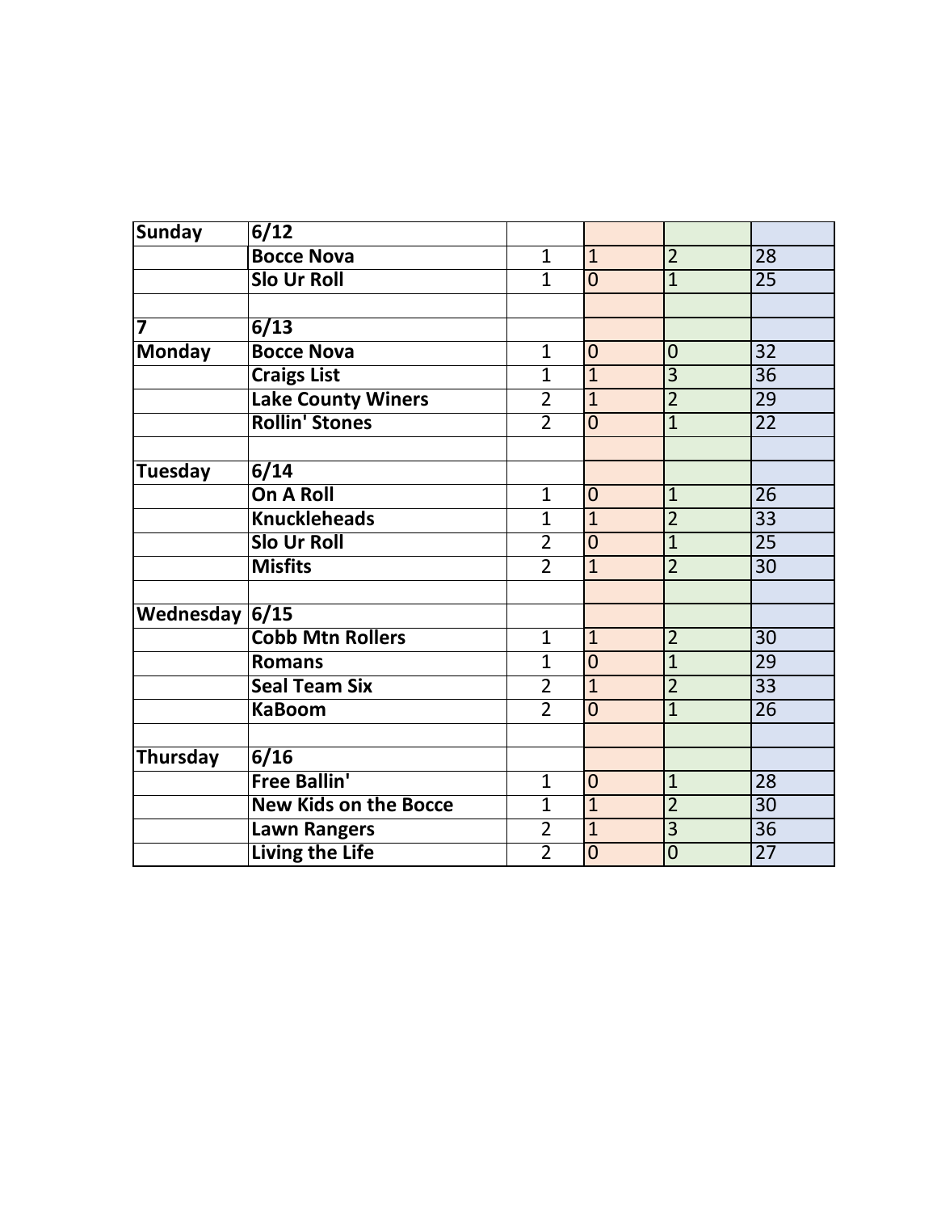| Sunday | 6/12 | | | | |
|---|---|---|---|---|---|
| | Bocce Nova | 1 | 1 | 2 | 28 |
| | Slo Ur Roll | 1 | 0 | 1 | 25 |
| | | | | | |
| 7 | 6/13 | | | | |
| Monday | Bocce Nova | 1 | 0 | 0 | 32 |
| | Craigs List | 1 | 1 | 3 | 36 |
| | Lake County Winers | 2 | 1 | 2 | 29 |
| | Rollin' Stones | 2 | 0 | 1 | 22 |
| | | | | | |
| Tuesday | 6/14 | | | | |
| | On A Roll | 1 | 0 | 1 | 26 |
| | Knuckleheads | 1 | 1 | 2 | 33 |
| | Slo Ur Roll | 2 | 0 | 1 | 25 |
| | Misfits | 2 | 1 | 2 | 30 |
| | | | | | |
| Wednesday | 6/15 | | | | |
| | Cobb Mtn Rollers | 1 | 1 | 2 | 30 |
| | Romans | 1 | 0 | 1 | 29 |
| | Seal Team Six | 2 | 1 | 2 | 33 |
| | KaBoom | 2 | 0 | 1 | 26 |
| | | | | | |
| Thursday | 6/16 | | | | |
| | Free Ballin' | 1 | 0 | 1 | 28 |
| | New Kids on the Bocce | 1 | 1 | 2 | 30 |
| | Lawn Rangers | 2 | 1 | 3 | 36 |
| | Living the Life | 2 | 0 | 0 | 27 |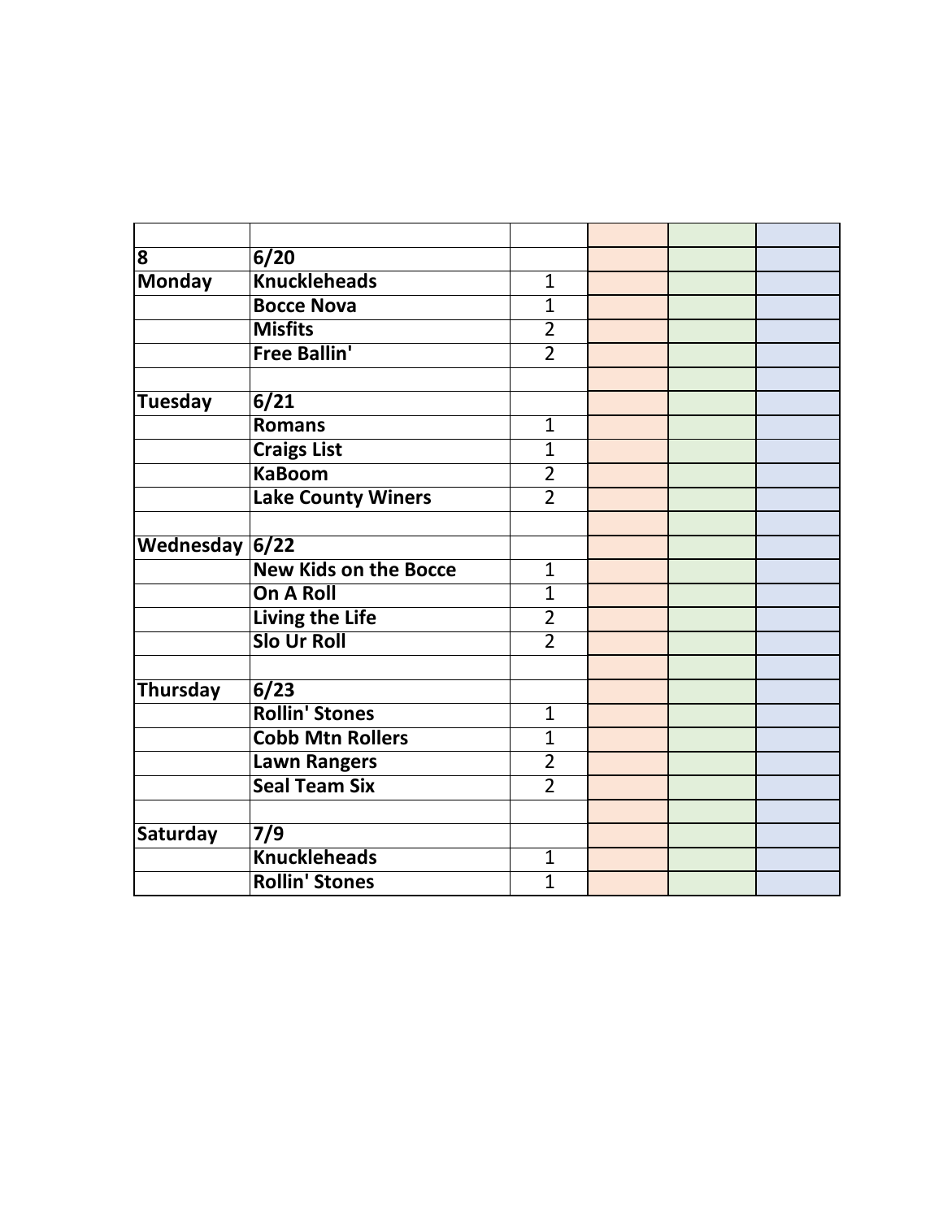| | | | | | |
|---|---|---|---|---|---|
| 8 | 6/20 | | | | |
| Monday | Knuckleheads | 1 | | | |
| | Bocce Nova | 1 | | | |
| | Misfits | 2 | | | |
| | Free Ballin' | 2 | | | |
| | | | | | |
| Tuesday | 6/21 | | | | |
| | Romans | 1 | | | |
| | Craigs List | 1 | | | |
| | KaBoom | 2 | | | |
| | Lake County Winers | 2 | | | |
| | | | | | |
| Wednesday | 6/22 | | | | |
| | New Kids on the Bocce | 1 | | | |
| | On A Roll | 1 | | | |
| | Living the Life | 2 | | | |
| | Slo Ur Roll | 2 | | | |
| | | | | | |
| Thursday | 6/23 | | | | |
| | Rollin' Stones | 1 | | | |
| | Cobb Mtn Rollers | 1 | | | |
| | Lawn Rangers | 2 | | | |
| | Seal Team Six | 2 | | | |
| | | | | | |
| Saturday | 7/9 | | | | |
| | Knuckleheads | 1 | | | |
| | Rollin' Stones | 1 | | | |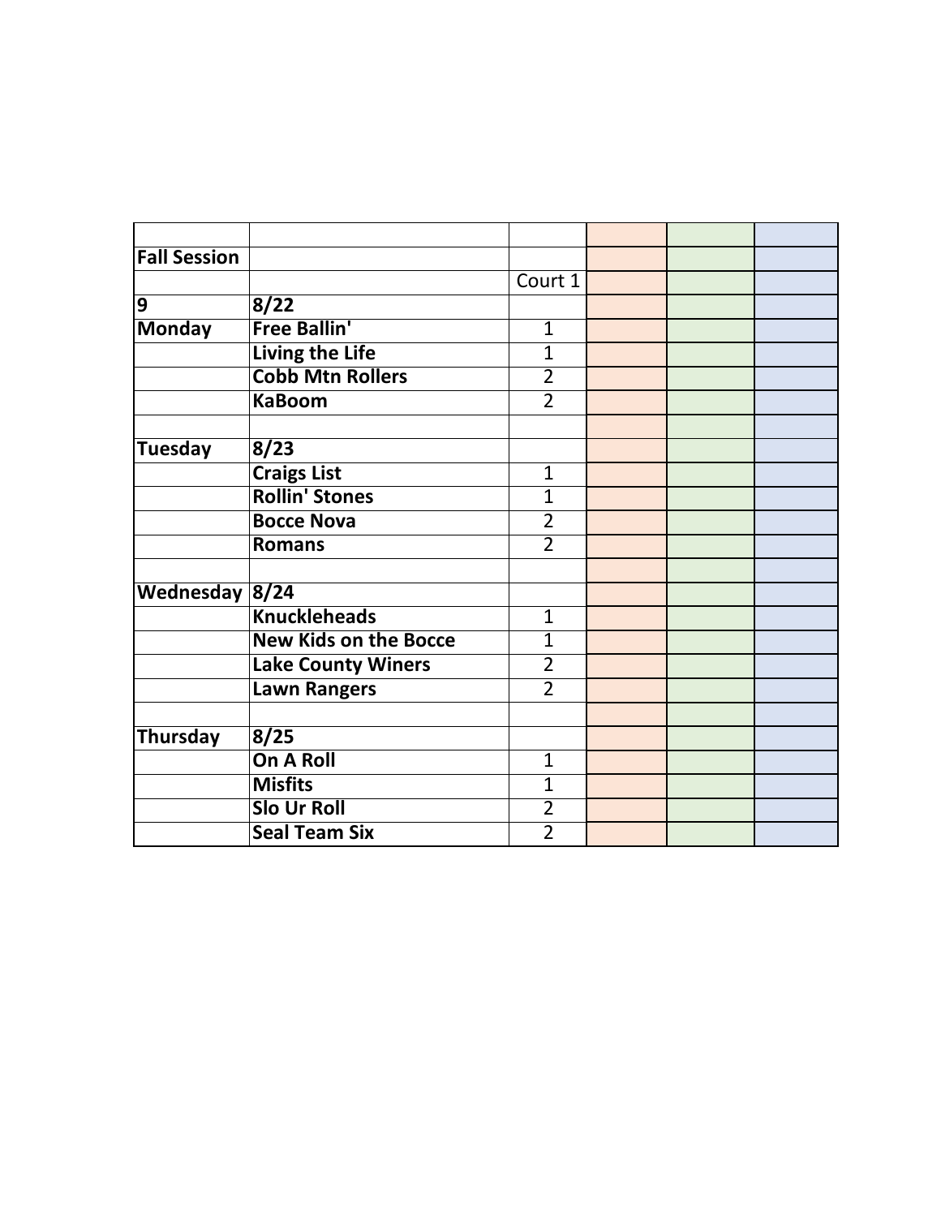| | | | | | |
|---|---|---|---|---|---|
| **Fall Session** | | | | | |
| | | Court 1 | | | |
| **9** | **8/22** | | | | |
| **Monday** | **Free Ballin'** | 1 | | | |
| | **Living the Life** | 1 | | | |
| | **Cobb Mtn Rollers** | 2 | | | |
| | **KaBoom** | 2 | | | |
| | | | | | |
| **Tuesday** | **8/23** | | | | |
| | **Craigs List** | 1 | | | |
| | **Rollin' Stones** | 1 | | | |
| | **Bocce Nova** | 2 | | | |
| | **Romans** | 2 | | | |
| | | | | | |
| **Wednesday** | **8/24** | | | | |
| | **Knuckleheads** | 1 | | | |
| | **New Kids on the Bocce** | 1 | | | |
| | **Lake County Winers** | 2 | | | |
| | **Lawn Rangers** | 2 | | | |
| | | | | | |
| **Thursday** | **8/25** | | | | |
| | **On A Roll** | 1 | | | |
| | **Misfits** | 1 | | | |
| | **Slo Ur Roll** | 2 | | | |
| | **Seal Team Six** | 2 | | | |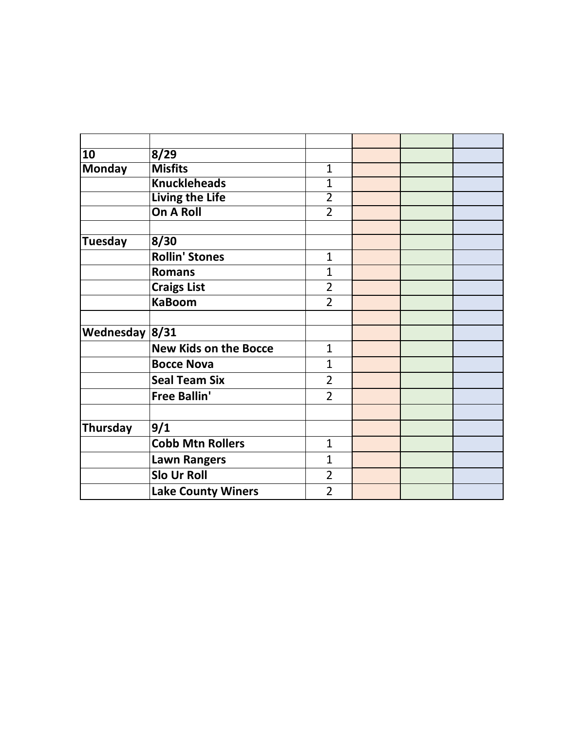| | | | | | |
|---|---|---|---|---|---|
| **10** | **8/29** | | | | |
| **Monday** | **Misfits** | 1 | | | |
| | **Knuckleheads** | 1 | | | |
| | **Living the Life** | 2 | | | |
| | **On A Roll** | 2 | | | |
| | | | | | |
| **Tuesday** | **8/30** | | | | |
| | **Rollin' Stones** | 1 | | | |
| | **Romans** | 1 | | | |
| | **Craigs List** | 2 | | | |
| | **KaBoom** | 2 | | | |
| | | | | | |
| **Wednesday** | **8/31** | | | | |
| | **New Kids on the Bocce** | 1 | | | |
| | **Bocce Nova** | 1 | | | |
| | **Seal Team Six** | 2 | | | |
| | **Free Ballin'** | 2 | | | |
| | | | | | |
| **Thursday** | **9/1** | | | | |
| | **Cobb Mtn Rollers** | 1 | | | |
| | **Lawn Rangers** | 1 | | | |
| | **Slo Ur Roll** | 2 | | | |
| | **Lake County Winers** | 2 | | | |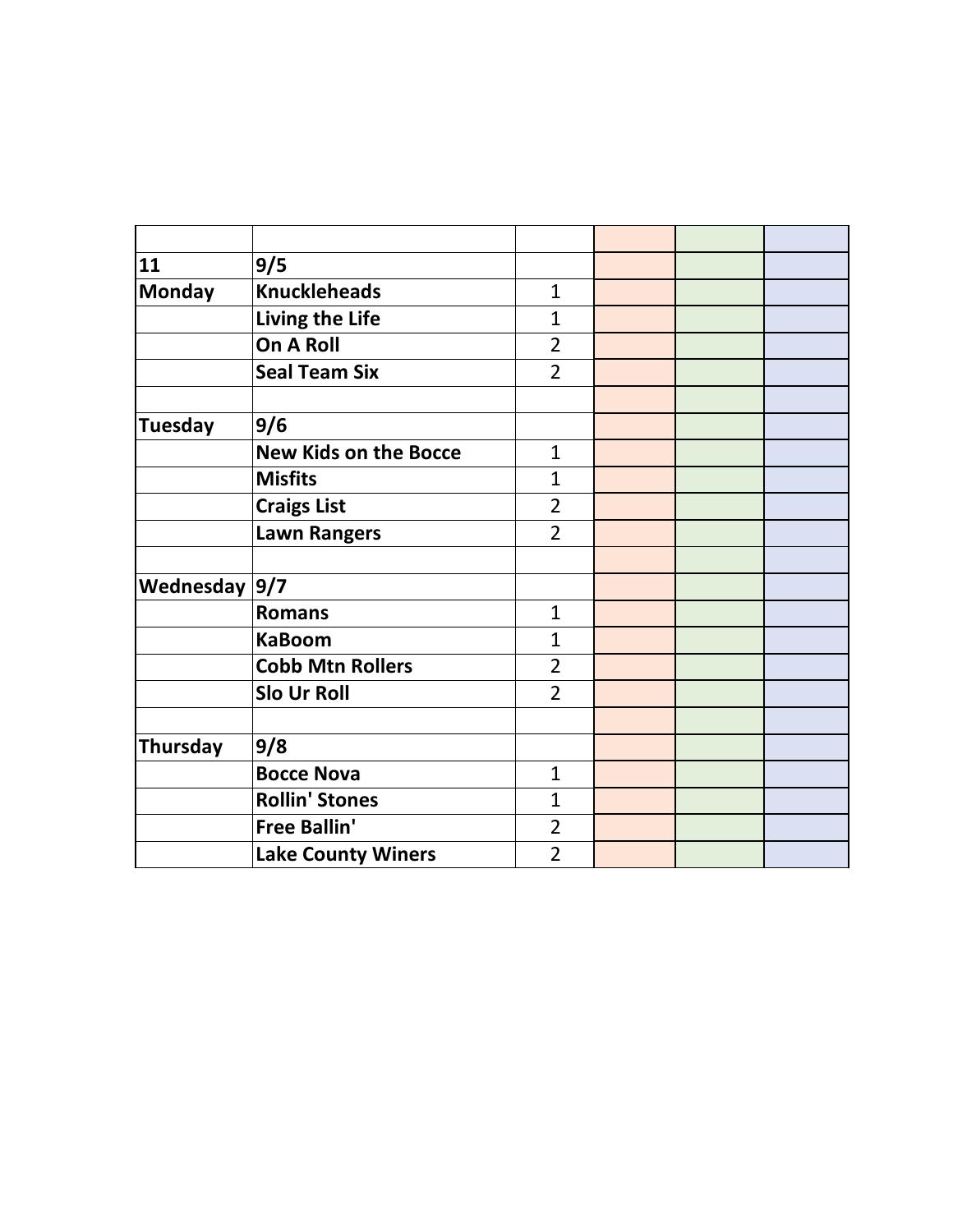| | | | | | |
|---|---|---|---|---|---|
| **11** | **9/5** | | | | |
| **Monday** | **Knuckleheads** | 1 | | | |
| | **Living the Life** | 1 | | | |
| | **On A Roll** | 2 | | | |
| | **Seal Team Six** | 2 | | | |
| | | | | | |
| **Tuesday** | **9/6** | | | | |
| | **New Kids on the Bocce** | 1 | | | |
| | **Misfits** | 1 | | | |
| | **Craigs List** | 2 | | | |
| | **Lawn Rangers** | 2 | | | |
| | | | | | |
| **Wednesday** | **9/7** | | | | |
| | **Romans** | 1 | | | |
| | **KaBoom** | 1 | | | |
| | **Cobb Mtn Rollers** | 2 | | | |
| | **Slo Ur Roll** | 2 | | | |
| | | | | | |
| **Thursday** | **9/8** | | | | |
| | **Bocce Nova** | 1 | | | |
| | **Rollin' Stones** | 1 | | | |
| | **Free Ballin'** | 2 | | | |
| | **Lake County Winers** | 2 | | | |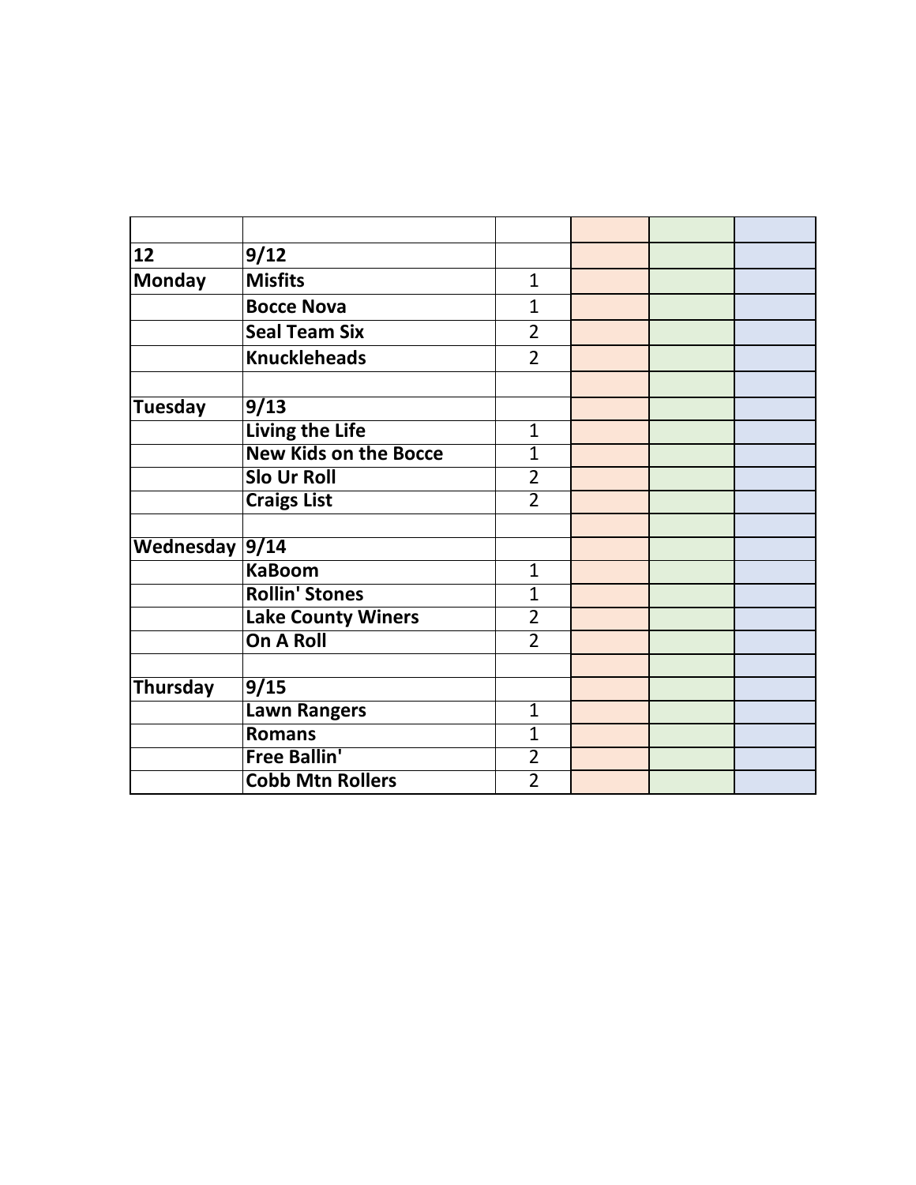| | | | | | |
|---|---|---|---|---|---|
| **12** | **9/12** | | | | |
| **Monday** | **Misfits** | 1 | | | |
| | **Bocce Nova** | 1 | | | |
| | **Seal Team Six** | 2 | | | |
| | **Knuckleheads** | 2 | | | |
| | | | | | |
| **Tuesday** | **9/13** | | | | |
| | **Living the Life** | 1 | | | |
| | **New Kids on the Bocce** | 1 | | | |
| | **Slo Ur Roll** | 2 | | | |
| | **Craigs List** | 2 | | | |
| | | | | | |
| **Wednesday** | **9/14** | | | | |
| | **KaBoom** | 1 | | | |
| | **Rollin' Stones** | 1 | | | |
| | **Lake County Winers** | 2 | | | |
| | **On A Roll** | 2 | | | |
| | | | | | |
| **Thursday** | **9/15** | | | | |
| | **Lawn Rangers** | 1 | | | |
| | **Romans** | 1 | | | |
| | **Free Ballin'** | 2 | | | |
| | **Cobb Mtn Rollers** | 2 | | | |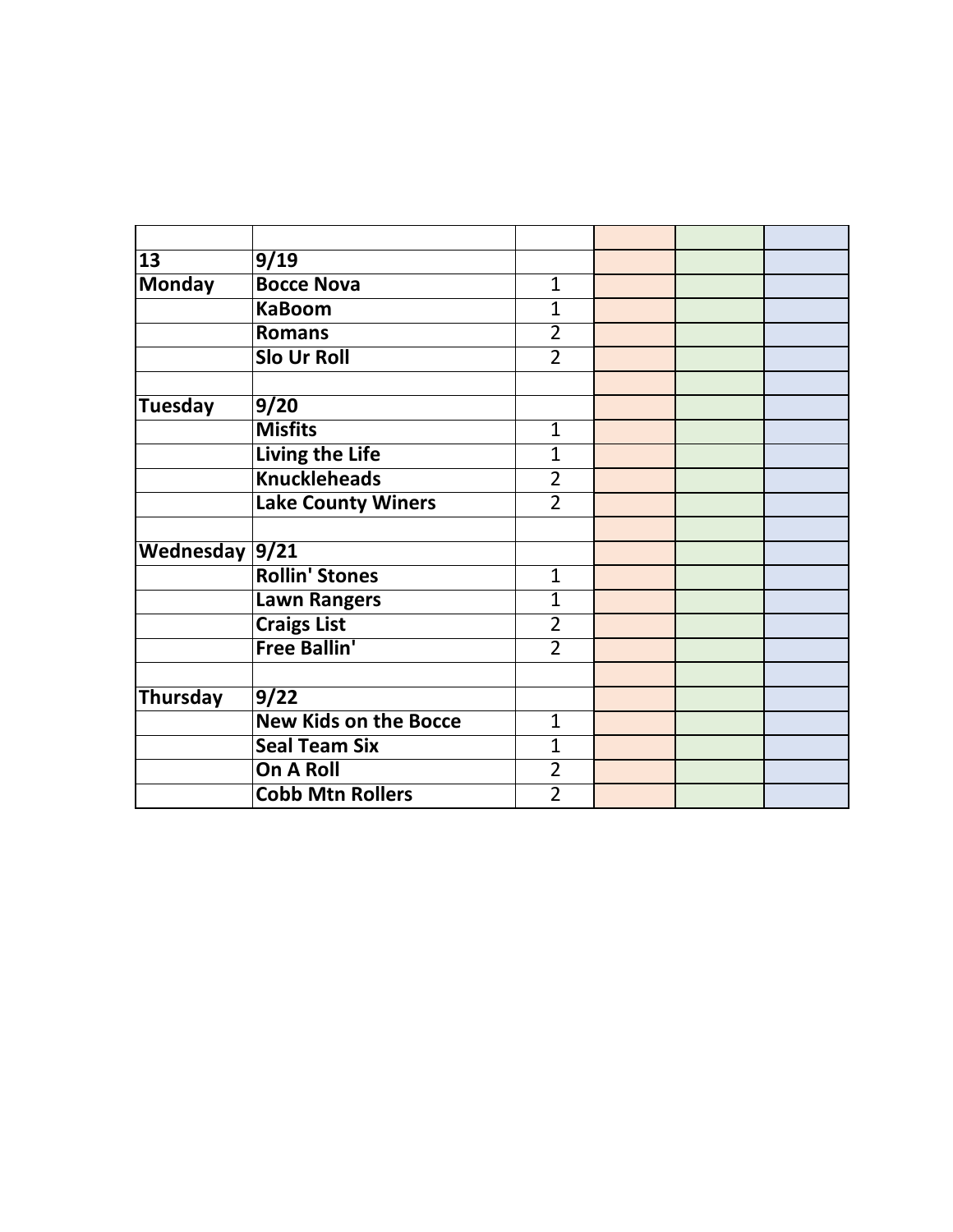| | | | | | |
|---|---|---|---|---|---|
| **13** | **9/19** | | | | |
| **Monday** | **Bocce Nova** | 1 | | | |
| | **KaBoom** | 1 | | | |
| | **Romans** | 2 | | | |
| | **Slo Ur Roll** | 2 | | | |
| | | | | | |
| **Tuesday** | **9/20** | | | | |
| | **Misfits** | 1 | | | |
| | **Living the Life** | 1 | | | |
| | **Knuckleheads** | 2 | | | |
| | **Lake County Winers** | 2 | | | |
| | | | | | |
| **Wednesday** | **9/21** | | | | |
| | **Rollin' Stones** | 1 | | | |
| | **Lawn Rangers** | 1 | | | |
| | **Craigs List** | 2 | | | |
| | **Free Ballin'** | 2 | | | |
| | | | | | |
| **Thursday** | **9/22** | | | | |
| | **New Kids on the Bocce** | 1 | | | |
| | **Seal Team Six** | 1 | | | |
| | **On A Roll** | 2 | | | |
| | **Cobb Mtn Rollers** | 2 | | | |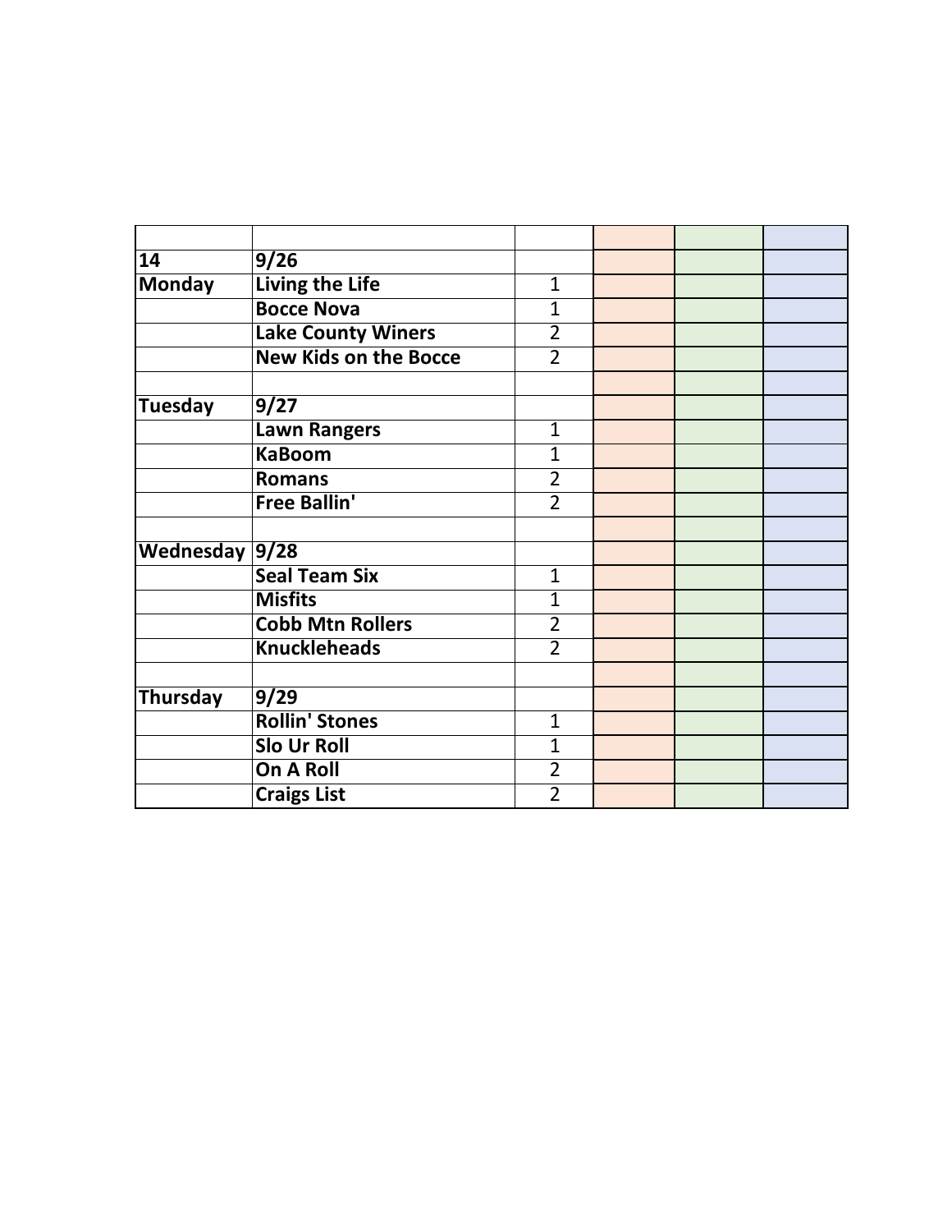| | | | | | |
|---|---|---|---|---|---|
| **14** | **9/26** | | | | |
| **Monday** | **Living the Life** | 1 | | | |
| | **Bocce Nova** | 1 | | | |
| | **Lake County Winers** | 2 | | | |
| | **New Kids on the Bocce** | 2 | | | |
| | | | | | |
| **Tuesday** | **9/27** | | | | |
| | **Lawn Rangers** | 1 | | | |
| | **KaBoom** | 1 | | | |
| | **Romans** | 2 | | | |
| | **Free Ballin'** | 2 | | | |
| | | | | | |
| **Wednesday** | **9/28** | | | | |
| | **Seal Team Six** | 1 | | | |
| | **Misfits** | 1 | | | |
| | **Cobb Mtn Rollers** | 2 | | | |
| | **Knuckleheads** | 2 | | | |
| | | | | | |
| **Thursday** | **9/29** | | | | |
| | **Rollin' Stones** | 1 | | | |
| | **Slo Ur Roll** | 1 | | | |
| | **On A Roll** | 2 | | | |
| | **Craigs List** | 2 | | | |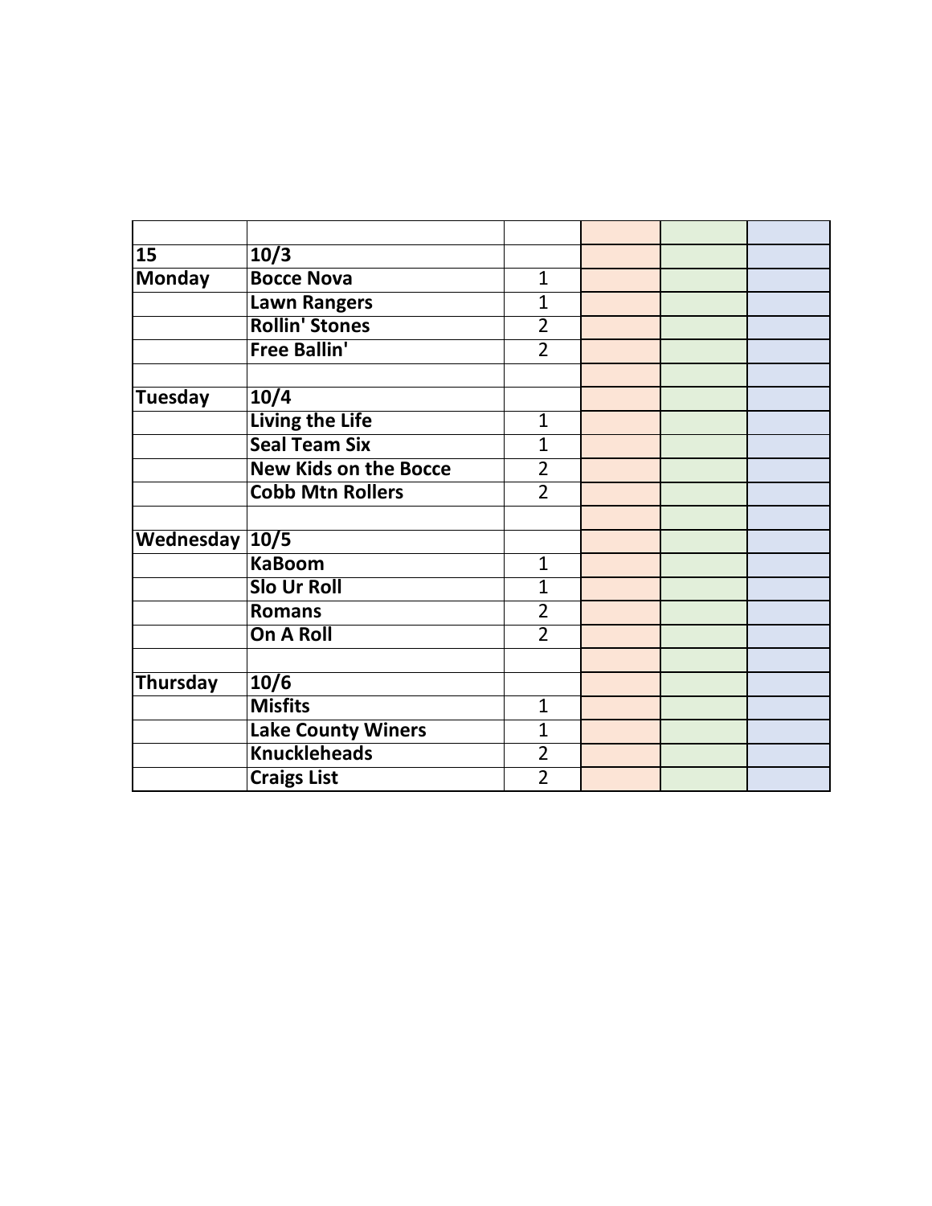| | | | | | |
|---|---|---|---|---|---|
| **15** | **10/3** | | | | |
| **Monday** | **Bocce Nova** | 1 | | | |
| | **Lawn Rangers** | 1 | | | |
| | **Rollin' Stones** | 2 | | | |
| | **Free Ballin'** | 2 | | | |
| | | | | | |
| **Tuesday** | **10/4** | | | | |
| | **Living the Life** | 1 | | | |
| | **Seal Team Six** | 1 | | | |
| | **New Kids on the Bocce** | 2 | | | |
| | **Cobb Mtn Rollers** | 2 | | | |
| | | | | | |
| **Wednesday** | **10/5** | | | | |
| | **KaBoom** | 1 | | | |
| | **Slo Ur Roll** | 1 | | | |
| | **Romans** | 2 | | | |
| | **On A Roll** | 2 | | | |
| | | | | | |
| **Thursday** | **10/6** | | | | |
| | **Misfits** | 1 | | | |
| | **Lake County Winers** | 1 | | | |
| | **Knuckleheads** | 2 | | | |
| | **Craigs List** | 2 | | | |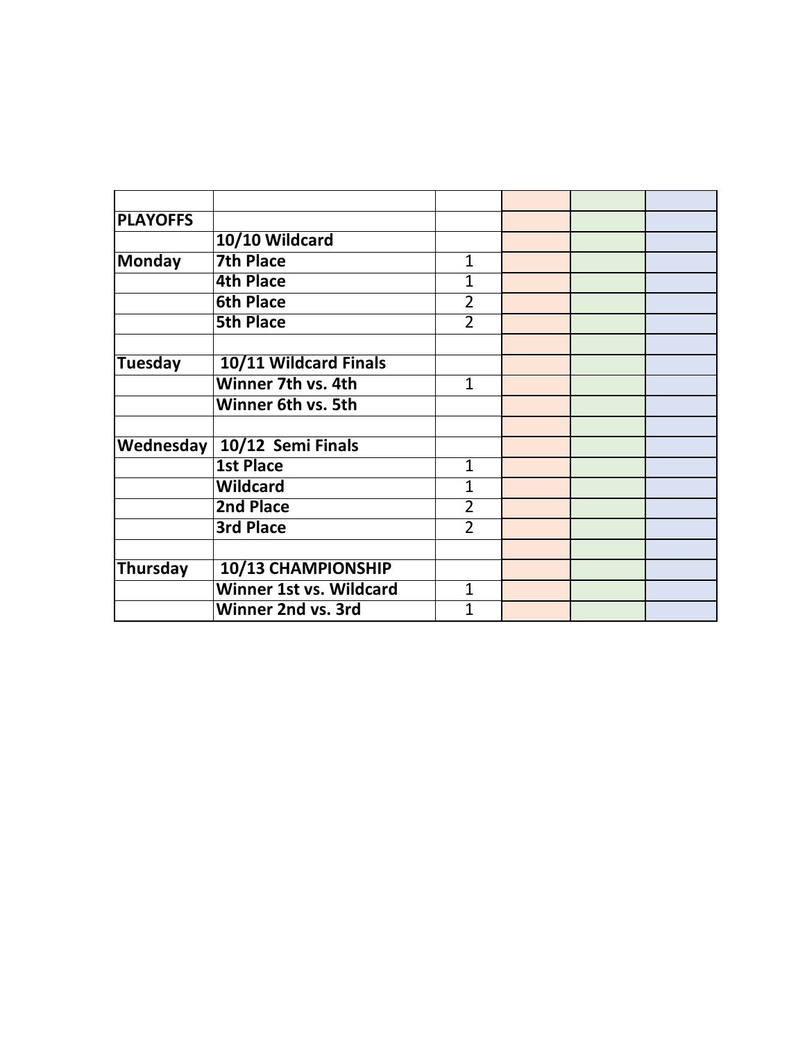| | | | | | |
|---|---|---|---|---|---|
| | | | | | |
| **PLAYOFFS** | | | | | |
| | **10/10 Wildcard** | | | | |
| **Monday** | **7th Place** | 1 | | | |
| | **4th Place** | 1 | | | |
| | **6th Place** | 2 | | | |
| | **5th Place** | 2 | | | |
| | | | | | |
| **Tuesday** | **10/11 Wildcard Finals** | | | | |
| | **Winner 7th vs. 4th** | 1 | | | |
| | **Winner 6th vs. 5th** | | | | |
| | | | | | |
| **Wednesday** | **10/12 Semi Finals** | | | | |
| | **1st Place** | 1 | | | |
| | **Wildcard** | 1 | | | |
| | **2nd Place** | 2 | | | |
| | **3rd Place** | 2 | | | |
| | | | | | |
| **Thursday** | **10/13 CHAMPIONSHIP** | | | | |
| | **Winner 1st vs. Wildcard** | 1 | | | |
| | **Winner 2nd vs. 3rd** | 1 | | | |